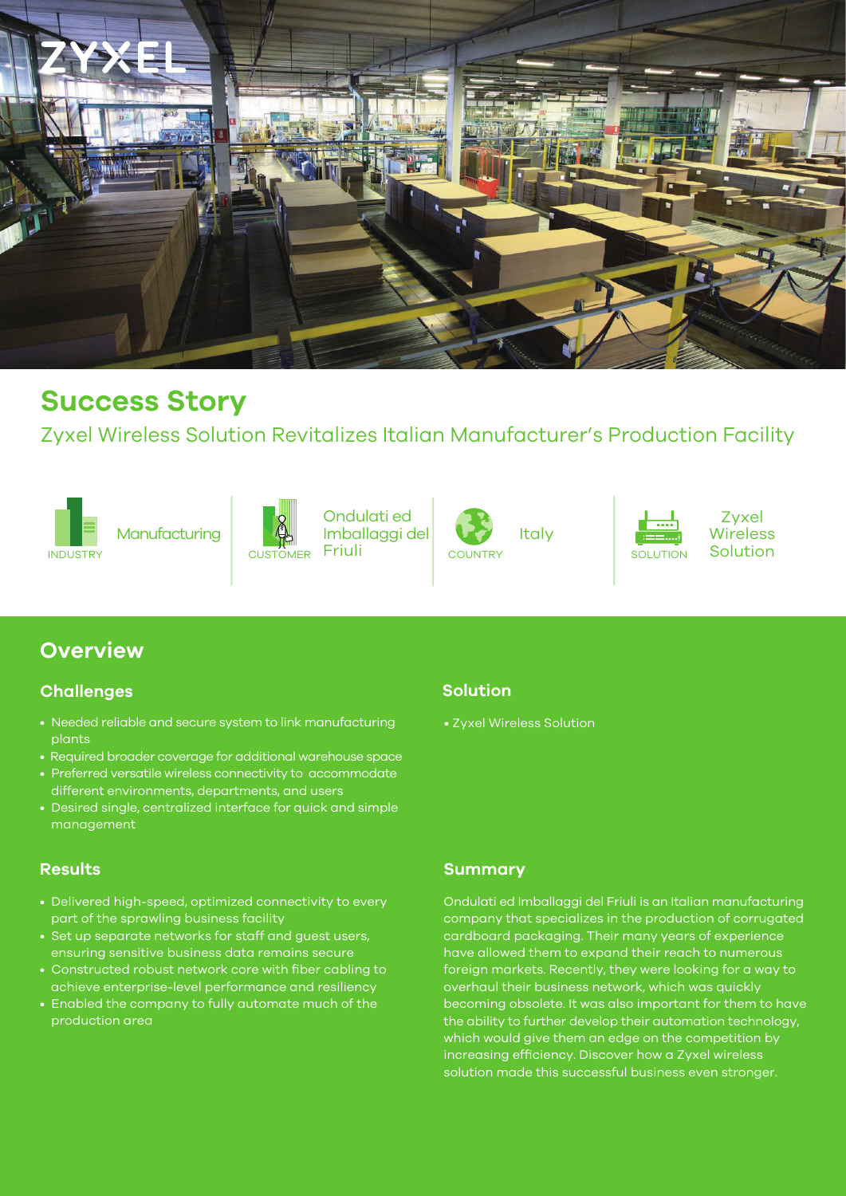# Success Story

Zyxel Wireless Solution Revitalizes Italian Manufacturer's Production Facility

| INDUSTRY | CUSTOMER | COUNTRY | SOLUTION |
| --- | --- | --- | --- |
| Manufacturing | Ondulati ed Imballaggi del Friuli | Italy | Zyxel Wireless Solution |

## Overview

### Challenges

- Needed reliable and secure system to link manufacturing plants
- Required broader coverage for additional warehouse space
- Preferred versatile wireless connectivity to accommodate different environments, departments, and users
- Desired single, centralized interface for quick and simple management

### Solution

- Zyxel Wireless Solution

### Results

- Delivered high-speed, optimized connectivity to every part of the sprawling business facility
- Set up separate networks for staff and guest users, ensuring sensitive business data remains secure
- Constructed robust network core with fiber cabling to achieve enterprise-level performance and resiliency
- Enabled the company to fully automate much of the production area

### Summary

Ondulati ed Imballaggi del Friuli is an Italian manufacturing company that specializes in the production of corrugated cardboard packaging. Their many years of experience have allowed them to expand their reach to numerous foreign markets. Recently, they were looking for a way to overhaul their business network, which was quickly becoming obsolete. It was also important for them to have the ability to further develop their automation technology, which would give them an edge on the competition by increasing efficiency. Discover how a Zyxel wireless solution made this successful business even stronger.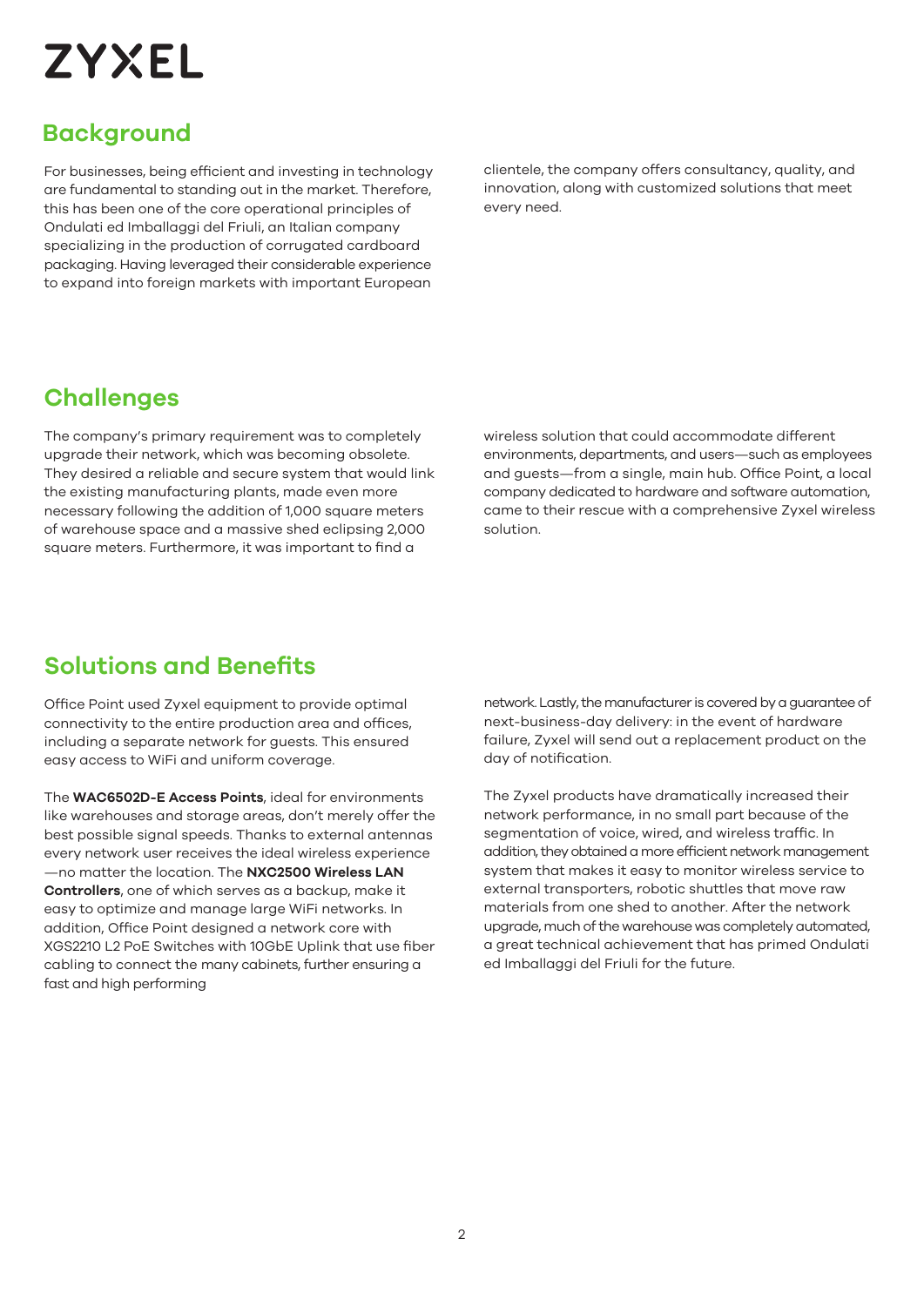ZYXEL

## Background

For businesses, being efficient and investing in technology are fundamental to standing out in the market. Therefore, this has been one of the core operational principles of Ondulati ed Imballaggi del Friuli, an Italian company specializing in the production of corrugated cardboard packaging. Having leveraged their considerable experience to expand into foreign markets with important European clientele, the company offers consultancy, quality, and innovation, along with customized solutions that meet every need.

## Challenges

The company's primary requirement was to completely upgrade their network, which was becoming obsolete. They desired a reliable and secure system that would link the existing manufacturing plants, made even more necessary following the addition of 1,000 square meters of warehouse space and a massive shed eclipsing 2,000 square meters. Furthermore, it was important to find a wireless solution that could accommodate different environments, departments, and users—such as employees and guests—from a single, main hub. Office Point, a local company dedicated to hardware and software automation, came to their rescue with a comprehensive Zyxel wireless solution.

## Solutions and Benefits

Office Point used Zyxel equipment to provide optimal connectivity to the entire production area and offices, including a separate network for guests. This ensured easy access to WiFi and uniform coverage.

The **WAC6502D-E Access Points**, ideal for environments like warehouses and storage areas, don't merely offer the best possible signal speeds. Thanks to external antennas every network user receives the ideal wireless experience —no matter the location. The **NXC2500 Wireless LAN Controllers**, one of which serves as a backup, make it easy to optimize and manage large WiFi networks. In addition, Office Point designed a network core with XGS2210 L2 PoE Switches with 10GbE Uplink that use fiber cabling to connect the many cabinets, further ensuring a fast and high performing network. Lastly, the manufacturer is covered by a guarantee of next-business-day delivery: in the event of hardware failure, Zyxel will send out a replacement product on the day of notification.

The Zyxel products have dramatically increased their network performance, in no small part because of the segmentation of voice, wired, and wireless traffic. In addition, they obtained a more efficient network management system that makes it easy to monitor wireless service to external transporters, robotic shuttles that move raw materials from one shed to another. After the network upgrade, much of the warehouse was completely automated, a great technical achievement that has primed Ondulati ed Imballaggi del Friuli for the future.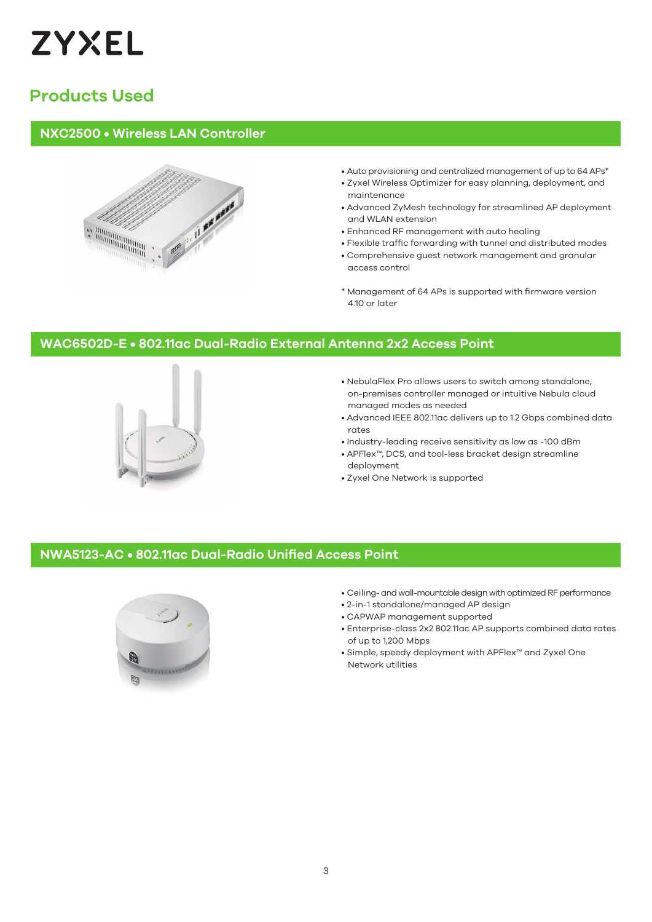## Products Used

### NXC2500 • Wireless LAN Controller

- Auto provisioning and centralized management of up to 64 APs*
- Zyxel Wireless Optimizer for easy planning, deployment, and maintenance
- Advanced ZyMesh technology for streamlined AP deployment and WLAN extension
- Enhanced RF management with auto healing
- Flexible traffic forwarding with tunnel and distributed modes
- Comprehensive guest network management and granular access control

\* Management of 64 APs is supported with firmware version 4.10 or later

### WAC6502D-E • 802.11ac Dual-Radio External Antenna 2x2 Access Point

- NebulaFlex Pro allows users to switch among standalone, on-premises controller managed or intuitive Nebula cloud managed modes as needed
- Advanced IEEE 802.11ac delivers up to 1.2 Gbps combined data rates
- Industry-leading receive sensitivity as low as -100 dBm
- APFlex™, DCS, and tool-less bracket design streamline deployment
- Zyxel One Network is supported

### NWA5123-AC • 802.11ac Dual-Radio Unified Access Point

- Ceiling- and wall-mountable design with optimized RF performance
- 2-in-1 standalone/managed AP design
- CAPWAP management supported
- Enterprise-class 2x2 802.11ac AP supports combined data rates of up to 1,200 Mbps
- Simple, speedy deployment with APFlex™ and Zyxel One Network utilities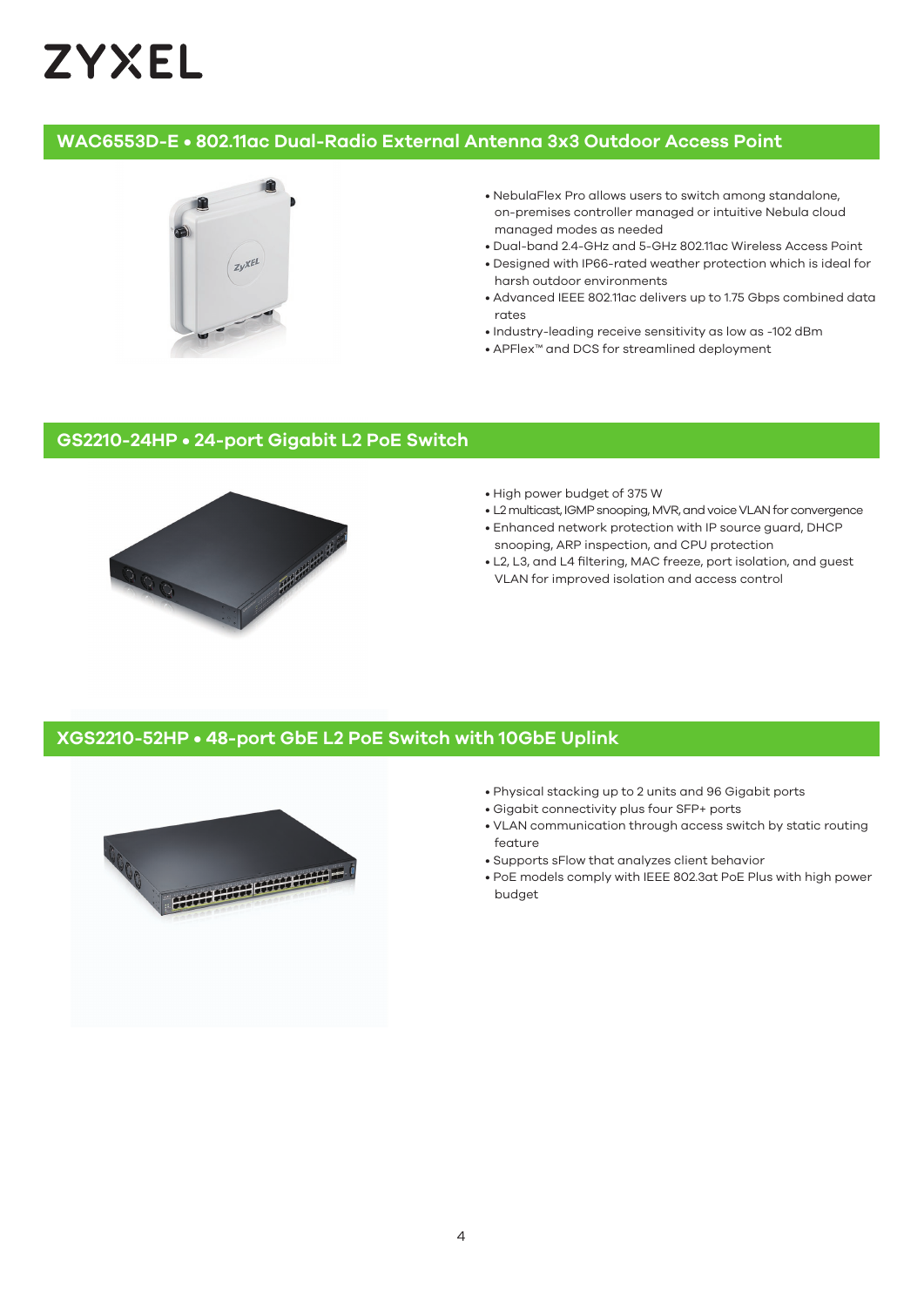ZYXEL

## WAC6553D-E • 802.11ac Dual-Radio External Antenna 3x3 Outdoor Access Point

- NebulaFlex Pro allows users to switch among standalone, on-premises controller managed or intuitive Nebula cloud managed modes as needed
- Dual-band 2.4-GHz and 5-GHz 802.11ac Wireless Access Point
- Designed with IP66-rated weather protection which is ideal for harsh outdoor environments
- Advanced IEEE 802.11ac delivers up to 1.75 Gbps combined data rates
- Industry-leading receive sensitivity as low as -102 dBm
- APFlex™ and DCS for streamlined deployment

## GS2210-24HP • 24-port Gigabit L2 PoE Switch

- High power budget of 375 W
- L2 multicast, IGMP snooping, MVR, and voice VLAN for convergence
- Enhanced network protection with IP source guard, DHCP snooping, ARP inspection, and CPU protection
- L2, L3, and L4 filtering, MAC freeze, port isolation, and guest VLAN for improved isolation and access control

## XGS2210-52HP • 48-port GbE L2 PoE Switch with 10GbE Uplink

- Physical stacking up to 2 units and 96 Gigabit ports
- Gigabit connectivity plus four SFP+ ports
- VLAN communication through access switch by static routing feature
- Supports sFlow that analyzes client behavior
- PoE models comply with IEEE 802.3at PoE Plus with high power budget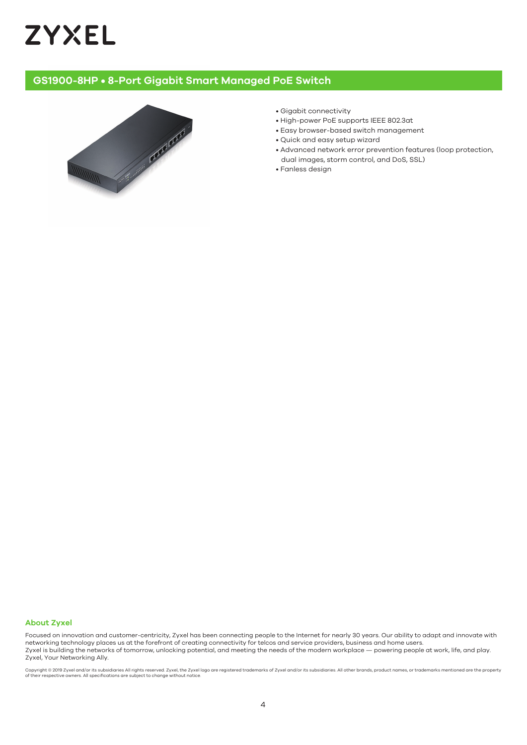ZYXEL

## GS1900-8HP • 8-Port Gigabit Smart Managed PoE Switch

- Gigabit connectivity
- High-power PoE supports IEEE 802.3at
- Easy browser-based switch management
- Quick and easy setup wizard
- Advanced network error prevention features (loop protection, dual images, storm control, and DoS, SSL)
- Fanless design

### About Zyxel

Focused on innovation and customer-centricity, Zyxel has been connecting people to the Internet for nearly 30 years. Our ability to adapt and innovate with networking technology places us at the forefront of creating connectivity for telcos and service providers, business and home users.
Zyxel is building the networks of tomorrow, unlocking potential, and meeting the needs of the modern workplace — powering people at work, life, and play. Zyxel, Your Networking Ally.

Copyright © 2019 Zyxel and/or its subsidiaries All rights reserved. Zyxel, the Zyxel logo are registered trademarks of Zyxel and/or its subsidiaries. All other brands, product names, or trademarks mentioned are the property of their respective owners. All specifications are subject to change without notice.